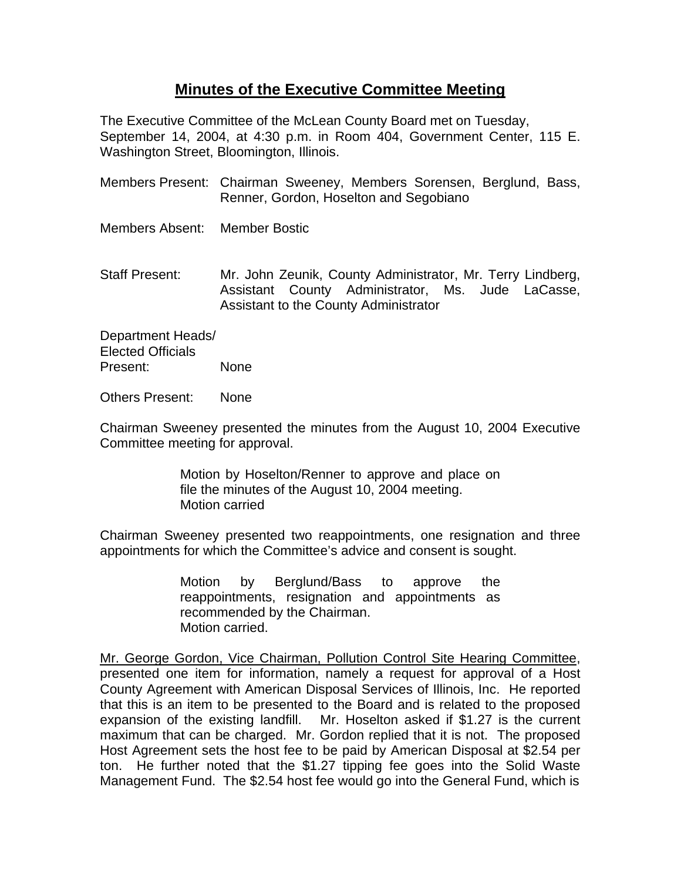# Minutes of the Executive Committee Meeting

The Executive Committee of the McLean County Board met on Tuesday, September 14, 2004, at 4:30 p.m. in Room 404, Government Center, 115 E. Washington Street, Bloomington, Illinois.

Members Present: Chairman Sweeney, Members Sorensen, Berglund, Bass, Renner, Gordon, Hoselton and Segobiano

Members Absent: Member Bostic

Staff Present: Mr. John Zeunik, County Administrator, Mr. Terry Lindberg, Assistant County Administrator, Ms. Jude LaCasse, Assistant to the County Administrator

Department Heads/ Elected Officials Present: None

Others Present: None

Chairman Sweeney presented the minutes from the August 10, 2004 Executive Committee meeting for approval.

> Motion by Hoselton/Renner to approve and place on file the minutes of the August 10, 2004 meeting.
> Motion carried

Chairman Sweeney presented two reappointments, one resignation and three appointments for which the Committee's advice and consent is sought.

> Motion by Berglund/Bass to approve the reappointments, resignation and appointments as recommended by the Chairman.
> Motion carried.

Mr. George Gordon, Vice Chairman, Pollution Control Site Hearing Committee, presented one item for information, namely a request for approval of a Host County Agreement with American Disposal Services of Illinois, Inc. He reported that this is an item to be presented to the Board and is related to the proposed expansion of the existing landfill. Mr. Hoselton asked if $1.27 is the current maximum that can be charged. Mr. Gordon replied that it is not. The proposed Host Agreement sets the host fee to be paid by American Disposal at $2.54 per ton. He further noted that the $1.27 tipping fee goes into the Solid Waste Management Fund. The $2.54 host fee would go into the General Fund, which is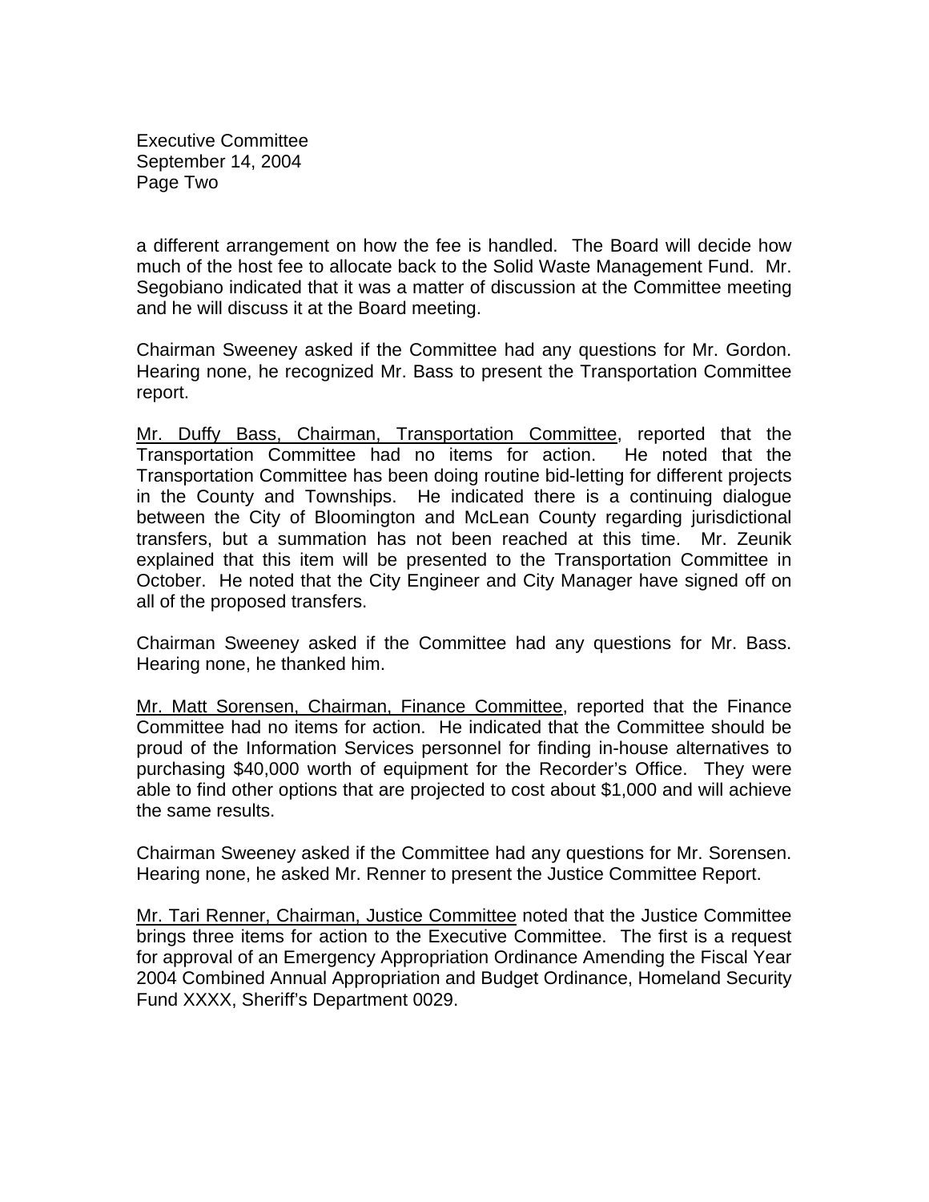a different arrangement on how the fee is handled. The Board will decide how much of the host fee to allocate back to the Solid Waste Management Fund. Mr. Segobiano indicated that it was a matter of discussion at the Committee meeting and he will discuss it at the Board meeting.

Chairman Sweeney asked if the Committee had any questions for Mr. Gordon. Hearing none, he recognized Mr. Bass to present the Transportation Committee report.

<u>Mr. Duffy Bass, Chairman, Transportation Committee</u>, reported that the Transportation Committee had no items for action. He noted that the Transportation Committee has been doing routine bid-letting for different projects in the County and Townships. He indicated there is a continuing dialogue between the City of Bloomington and McLean County regarding jurisdictional transfers, but a summation has not been reached at this time. Mr. Zeunik explained that this item will be presented to the Transportation Committee in October. He noted that the City Engineer and City Manager have signed off on all of the proposed transfers.

Chairman Sweeney asked if the Committee had any questions for Mr. Bass. Hearing none, he thanked him.

<u>Mr. Matt Sorensen, Chairman, Finance Committee</u>, reported that the Finance Committee had no items for action. He indicated that the Committee should be proud of the Information Services personnel for finding in-house alternatives to purchasing $40,000 worth of equipment for the Recorder's Office. They were able to find other options that are projected to cost about $1,000 and will achieve the same results.

Chairman Sweeney asked if the Committee had any questions for Mr. Sorensen. Hearing none, he asked Mr. Renner to present the Justice Committee Report.

<u>Mr. Tari Renner, Chairman, Justice Committee</u> noted that the Justice Committee brings three items for action to the Executive Committee. The first is a request for approval of an Emergency Appropriation Ordinance Amending the Fiscal Year 2004 Combined Annual Appropriation and Budget Ordinance, Homeland Security Fund XXXX, Sheriff's Department 0029.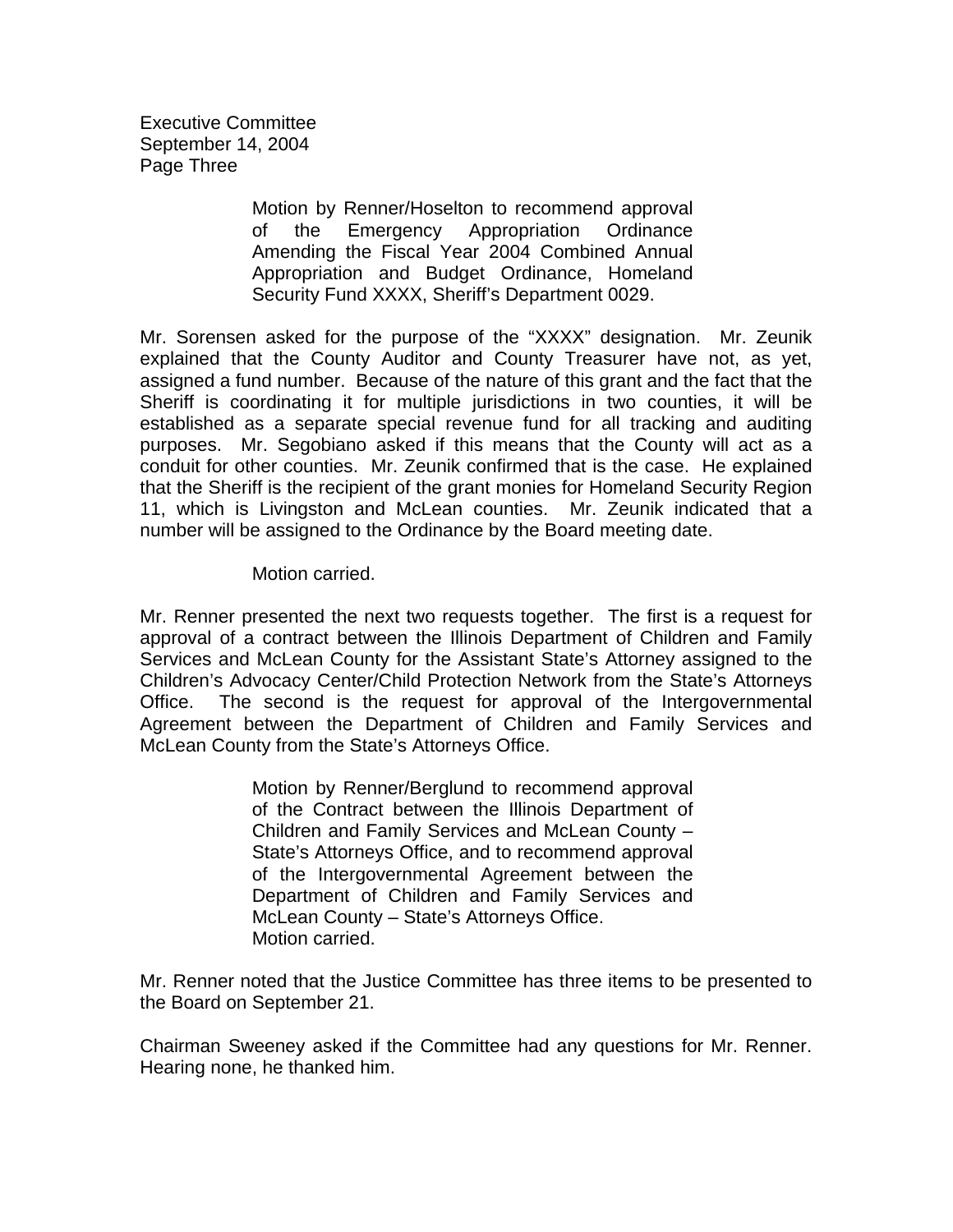Motion by Renner/Hoselton to recommend approval of the Emergency Appropriation Ordinance Amending the Fiscal Year 2004 Combined Annual Appropriation and Budget Ordinance, Homeland Security Fund XXXX, Sheriff's Department 0029.

Mr. Sorensen asked for the purpose of the "XXXX" designation. Mr. Zeunik explained that the County Auditor and County Treasurer have not, as yet, assigned a fund number. Because of the nature of this grant and the fact that the Sheriff is coordinating it for multiple jurisdictions in two counties, it will be established as a separate special revenue fund for all tracking and auditing purposes. Mr. Segobiano asked if this means that the County will act as a conduit for other counties. Mr. Zeunik confirmed that is the case. He explained that the Sheriff is the recipient of the grant monies for Homeland Security Region 11, which is Livingston and McLean counties. Mr. Zeunik indicated that a number will be assigned to the Ordinance by the Board meeting date.

Motion carried.

Mr. Renner presented the next two requests together. The first is a request for approval of a contract between the Illinois Department of Children and Family Services and McLean County for the Assistant State's Attorney assigned to the Children's Advocacy Center/Child Protection Network from the State's Attorneys Office. The second is the request for approval of the Intergovernmental Agreement between the Department of Children and Family Services and McLean County from the State's Attorneys Office.

Motion by Renner/Berglund to recommend approval of the Contract between the Illinois Department of Children and Family Services and McLean County – State's Attorneys Office, and to recommend approval of the Intergovernmental Agreement between the Department of Children and Family Services and McLean County – State's Attorneys Office.
Motion carried.

Mr. Renner noted that the Justice Committee has three items to be presented to the Board on September 21.

Chairman Sweeney asked if the Committee had any questions for Mr. Renner. Hearing none, he thanked him.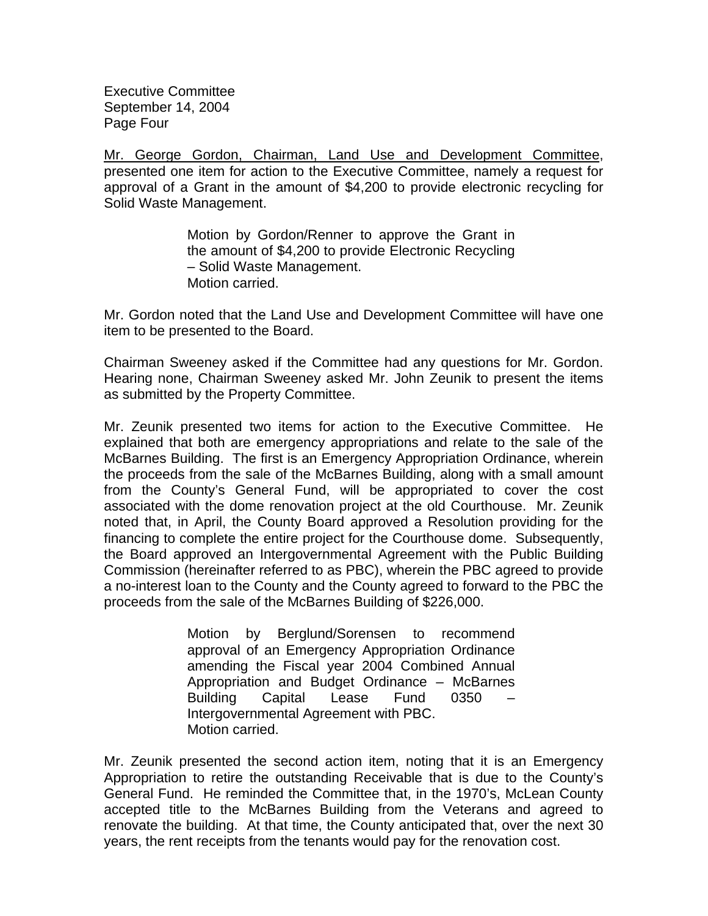Mr. George Gordon, Chairman, Land Use and Development Committee, presented one item for action to the Executive Committee, namely a request for approval of a Grant in the amount of $4,200 to provide electronic recycling for Solid Waste Management.

> Motion by Gordon/Renner to approve the Grant in the amount of $4,200 to provide Electronic Recycling – Solid Waste Management.
> Motion carried.

Mr. Gordon noted that the Land Use and Development Committee will have one item to be presented to the Board.

Chairman Sweeney asked if the Committee had any questions for Mr. Gordon. Hearing none, Chairman Sweeney asked Mr. John Zeunik to present the items as submitted by the Property Committee.

Mr. Zeunik presented two items for action to the Executive Committee. He explained that both are emergency appropriations and relate to the sale of the McBarnes Building. The first is an Emergency Appropriation Ordinance, wherein the proceeds from the sale of the McBarnes Building, along with a small amount from the County's General Fund, will be appropriated to cover the cost associated with the dome renovation project at the old Courthouse. Mr. Zeunik noted that, in April, the County Board approved a Resolution providing for the financing to complete the entire project for the Courthouse dome. Subsequently, the Board approved an Intergovernmental Agreement with the Public Building Commission (hereinafter referred to as PBC), wherein the PBC agreed to provide a no-interest loan to the County and the County agreed to forward to the PBC the proceeds from the sale of the McBarnes Building of $226,000.

> Motion by Berglund/Sorensen to recommend approval of an Emergency Appropriation Ordinance amending the Fiscal year 2004 Combined Annual Appropriation and Budget Ordinance – McBarnes Building Capital Lease Fund 0350 – Intergovernmental Agreement with PBC.
> Motion carried.

Mr. Zeunik presented the second action item, noting that it is an Emergency Appropriation to retire the outstanding Receivable that is due to the County's General Fund. He reminded the Committee that, in the 1970's, McLean County accepted title to the McBarnes Building from the Veterans and agreed to renovate the building. At that time, the County anticipated that, over the next 30 years, the rent receipts from the tenants would pay for the renovation cost.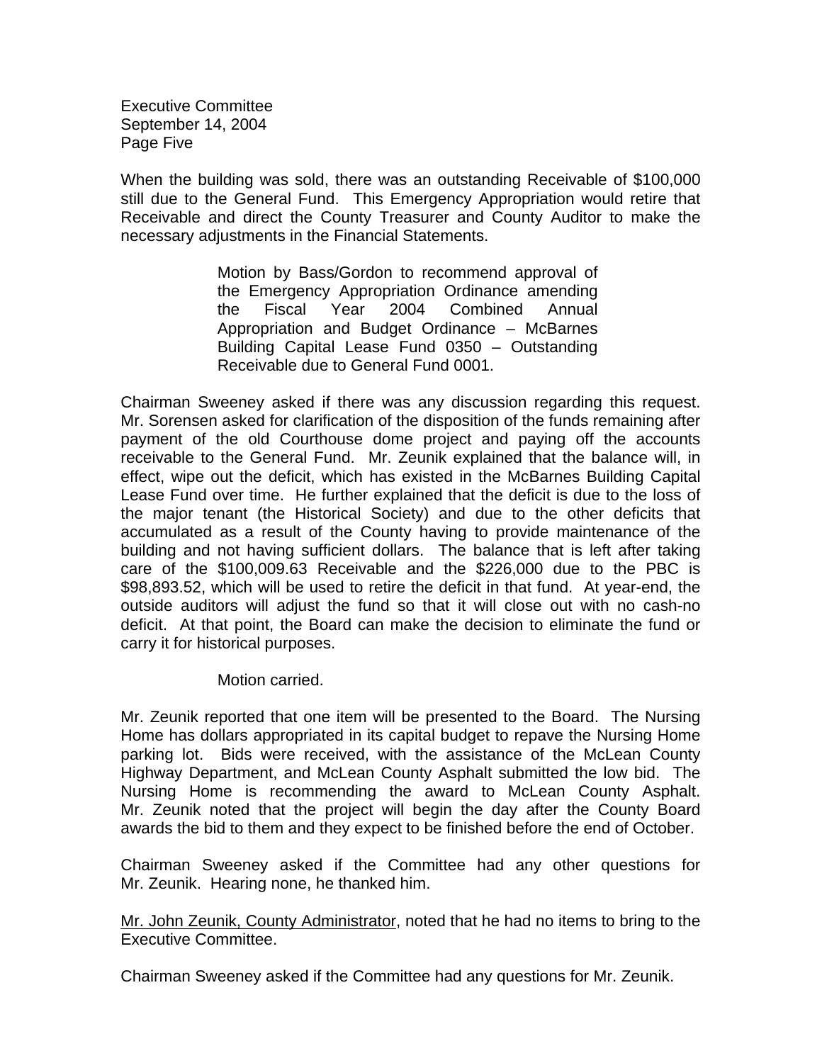When the building was sold, there was an outstanding Receivable of $100,000 still due to the General Fund. This Emergency Appropriation would retire that Receivable and direct the County Treasurer and County Auditor to make the necessary adjustments in the Financial Statements.

> Motion by Bass/Gordon to recommend approval of the Emergency Appropriation Ordinance amending the Fiscal Year 2004 Combined Annual Appropriation and Budget Ordinance – McBarnes Building Capital Lease Fund 0350 – Outstanding Receivable due to General Fund 0001.

Chairman Sweeney asked if there was any discussion regarding this request. Mr. Sorensen asked for clarification of the disposition of the funds remaining after payment of the old Courthouse dome project and paying off the accounts receivable to the General Fund. Mr. Zeunik explained that the balance will, in effect, wipe out the deficit, which has existed in the McBarnes Building Capital Lease Fund over time. He further explained that the deficit is due to the loss of the major tenant (the Historical Society) and due to the other deficits that accumulated as a result of the County having to provide maintenance of the building and not having sufficient dollars. The balance that is left after taking care of the $100,009.63 Receivable and the $226,000 due to the PBC is $98,893.52, which will be used to retire the deficit in that fund. At year-end, the outside auditors will adjust the fund so that it will close out with no cash-no deficit. At that point, the Board can make the decision to eliminate the fund or carry it for historical purposes.

> Motion carried.

Mr. Zeunik reported that one item will be presented to the Board. The Nursing Home has dollars appropriated in its capital budget to repave the Nursing Home parking lot. Bids were received, with the assistance of the McLean County Highway Department, and McLean County Asphalt submitted the low bid. The Nursing Home is recommending the award to McLean County Asphalt. Mr. Zeunik noted that the project will begin the day after the County Board awards the bid to them and they expect to be finished before the end of October.

Chairman Sweeney asked if the Committee had any other questions for Mr. Zeunik. Hearing none, he thanked him.

Mr. John Zeunik, County Administrator, noted that he had no items to bring to the Executive Committee.

Chairman Sweeney asked if the Committee had any questions for Mr. Zeunik.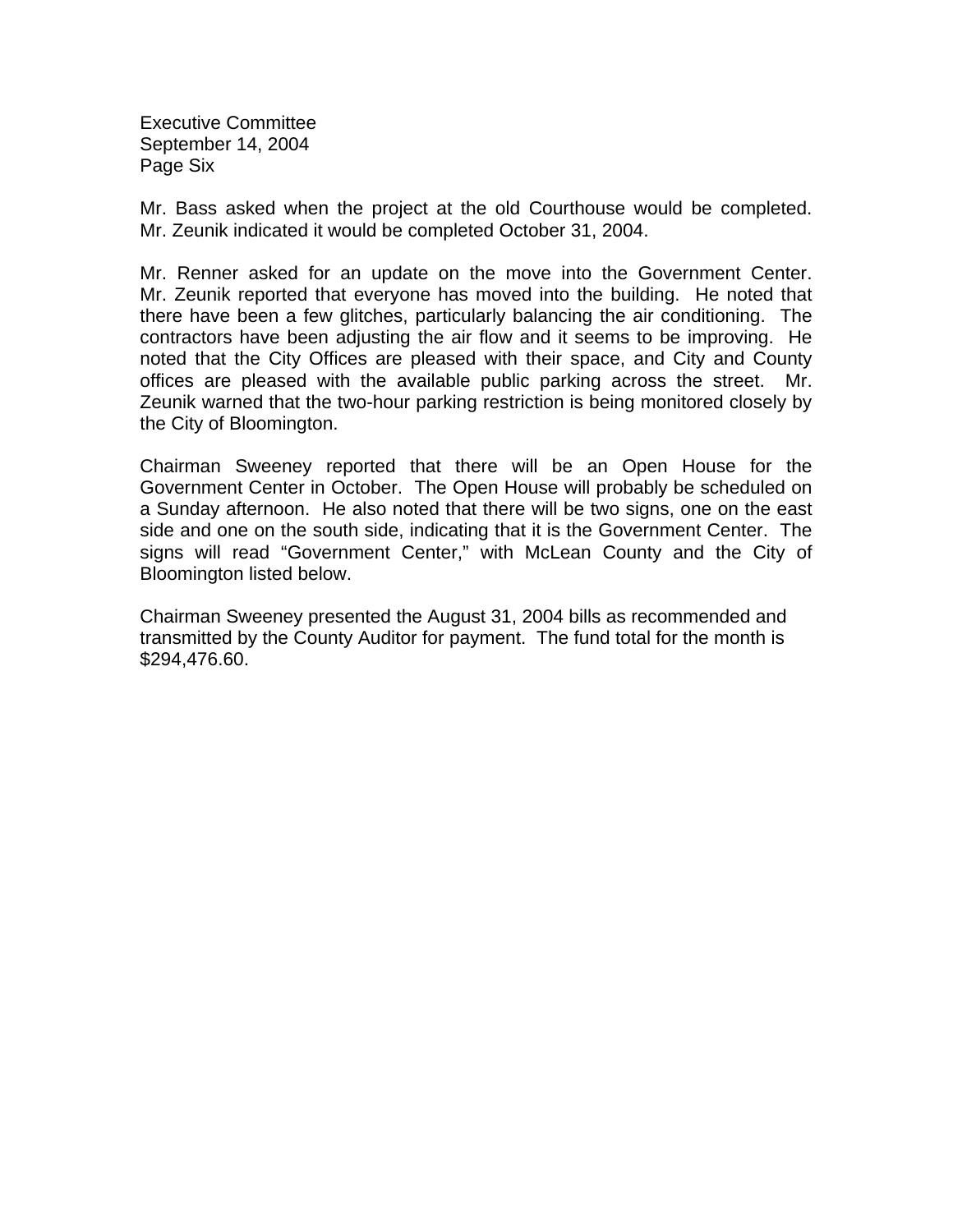Mr. Bass asked when the project at the old Courthouse would be completed. Mr. Zeunik indicated it would be completed October 31, 2004.

Mr. Renner asked for an update on the move into the Government Center. Mr. Zeunik reported that everyone has moved into the building. He noted that there have been a few glitches, particularly balancing the air conditioning. The contractors have been adjusting the air flow and it seems to be improving. He noted that the City Offices are pleased with their space, and City and County offices are pleased with the available public parking across the street. Mr. Zeunik warned that the two-hour parking restriction is being monitored closely by the City of Bloomington.

Chairman Sweeney reported that there will be an Open House for the Government Center in October. The Open House will probably be scheduled on a Sunday afternoon. He also noted that there will be two signs, one on the east side and one on the south side, indicating that it is the Government Center. The signs will read "Government Center," with McLean County and the City of Bloomington listed below.

Chairman Sweeney presented the August 31, 2004 bills as recommended and transmitted by the County Auditor for payment. The fund total for the month is $294,476.60.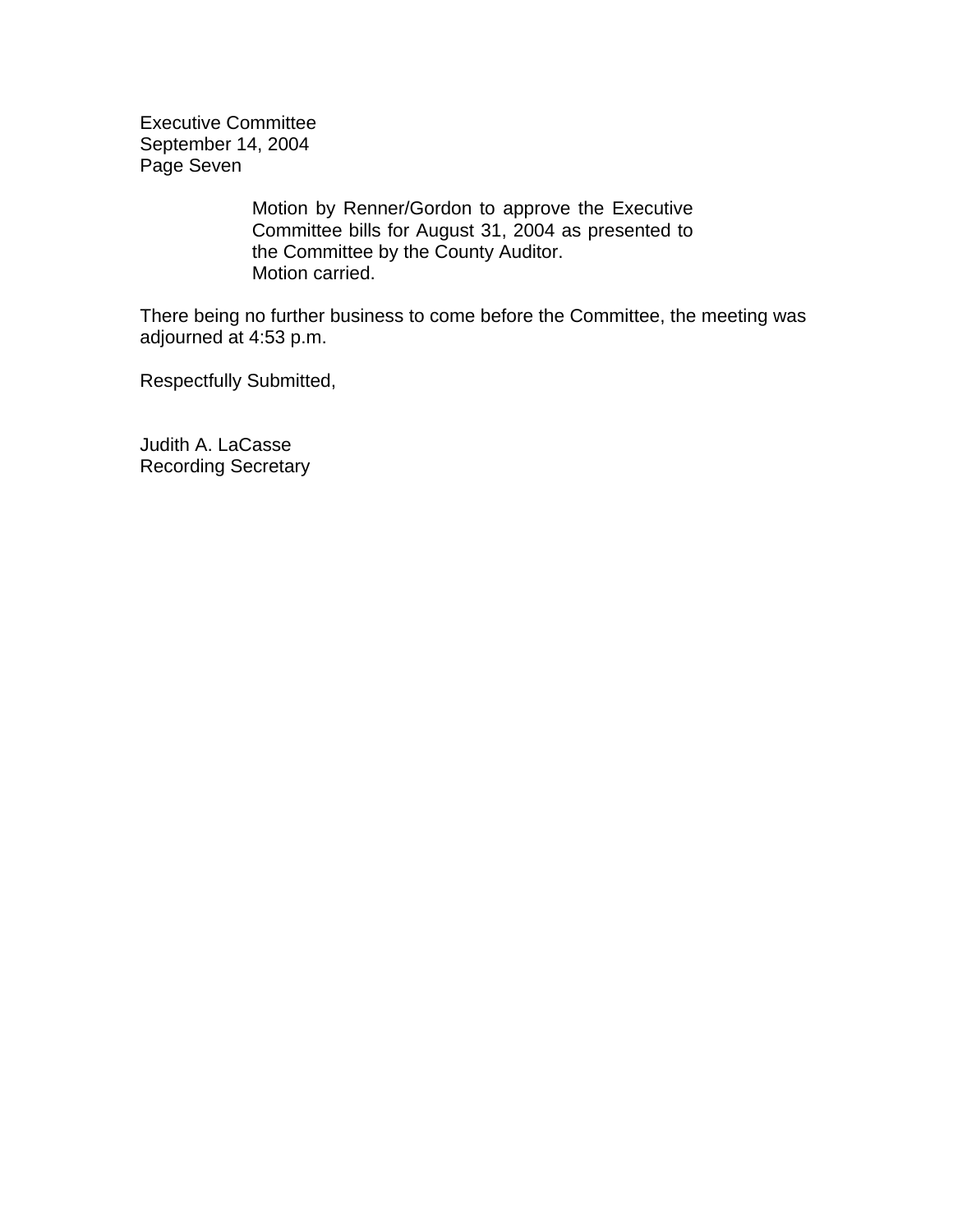Motion by Renner/Gordon to approve the Executive Committee bills for August 31, 2004 as presented to the Committee by the County Auditor.
Motion carried.

There being no further business to come before the Committee, the meeting was adjourned at 4:53 p.m.

Respectfully Submitted,

Judith A. LaCasse
Recording Secretary